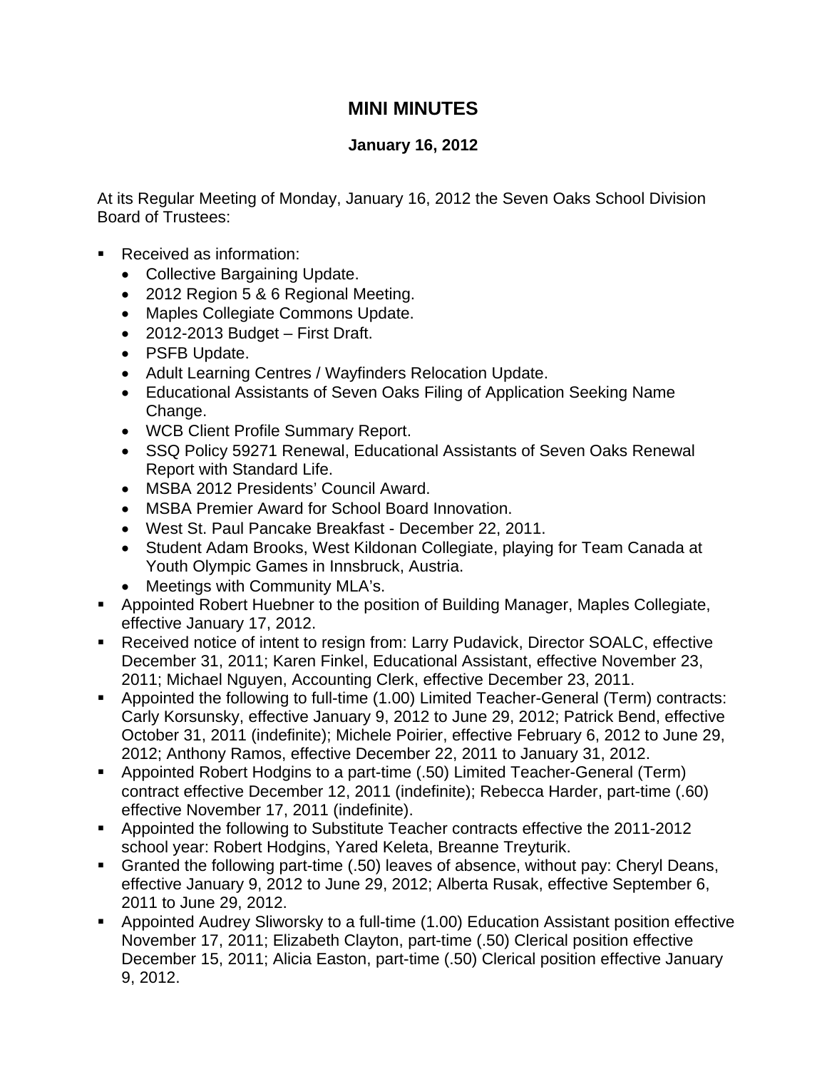# MINI MINUTES

## January 16, 2012

At its Regular Meeting of Monday, January 16, 2012 the Seven Oaks School Division Board of Trustees:

- Received as information:
  - Collective Bargaining Update.
  - 2012 Region 5 & 6 Regional Meeting.
  - Maples Collegiate Commons Update.
  - 2012-2013 Budget – First Draft.
  - PSFB Update.
  - Adult Learning Centres / Wayfinders Relocation Update.
  - Educational Assistants of Seven Oaks Filing of Application Seeking Name Change.
  - WCB Client Profile Summary Report.
  - SSQ Policy 59271 Renewal, Educational Assistants of Seven Oaks Renewal Report with Standard Life.
  - MSBA 2012 Presidents' Council Award.
  - MSBA Premier Award for School Board Innovation.
  - West St. Paul Pancake Breakfast - December 22, 2011.
  - Student Adam Brooks, West Kildonan Collegiate, playing for Team Canada at Youth Olympic Games in Innsbruck, Austria.
  - Meetings with Community MLA's.
- Appointed Robert Huebner to the position of Building Manager, Maples Collegiate, effective January 17, 2012.
- Received notice of intent to resign from: Larry Pudavick, Director SOALC, effective December 31, 2011; Karen Finkel, Educational Assistant, effective November 23, 2011; Michael Nguyen, Accounting Clerk, effective December 23, 2011.
- Appointed the following to full-time (1.00) Limited Teacher-General (Term) contracts: Carly Korsunsky, effective January 9, 2012 to June 29, 2012; Patrick Bend, effective October 31, 2011 (indefinite); Michele Poirier, effective February 6, 2012 to June 29, 2012; Anthony Ramos, effective December 22, 2011 to January 31, 2012.
- Appointed Robert Hodgins to a part-time (.50) Limited Teacher-General (Term) contract effective December 12, 2011 (indefinite); Rebecca Harder, part-time (.60) effective November 17, 2011 (indefinite).
- Appointed the following to Substitute Teacher contracts effective the 2011-2012 school year: Robert Hodgins, Yared Keleta, Breanne Treyturik.
- Granted the following part-time (.50) leaves of absence, without pay: Cheryl Deans, effective January 9, 2012 to June 29, 2012; Alberta Rusak, effective September 6, 2011 to June 29, 2012.
- Appointed Audrey Sliworsky to a full-time (1.00) Education Assistant position effective November 17, 2011; Elizabeth Clayton, part-time (.50) Clerical position effective December 15, 2011; Alicia Easton, part-time (.50) Clerical position effective January 9, 2012.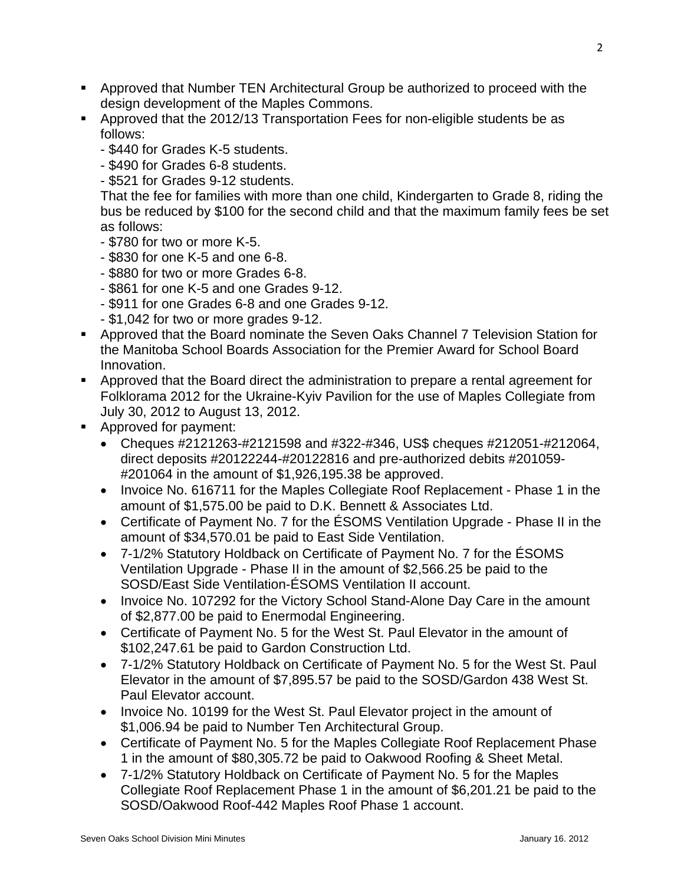- Approved that Number TEN Architectural Group be authorized to proceed with the design development of the Maples Commons.
- Approved that the 2012/13 Transportation Fees for non-eligible students be as follows:
  - $440 for Grades K-5 students.
  - $490 for Grades 6-8 students.
  - $521 for Grades 9-12 students.

  That the fee for families with more than one child, Kindergarten to Grade 8, riding the bus be reduced by $100 for the second child and that the maximum family fees be set as follows:
  - $780 for two or more K-5.
  - $830 for one K-5 and one 6-8.
  - $880 for two or more Grades 6-8.
  - $861 for one K-5 and one Grades 9-12.
  - $911 for one Grades 6-8 and one Grades 9-12.
  - $1,042 for two or more grades 9-12.
- Approved that the Board nominate the Seven Oaks Channel 7 Television Station for the Manitoba School Boards Association for the Premier Award for School Board Innovation.
- Approved that the Board direct the administration to prepare a rental agreement for Folklorama 2012 for the Ukraine-Kyiv Pavilion for the use of Maples Collegiate from July 30, 2012 to August 13, 2012.
- Approved for payment:
  - Cheques #2121263-#2121598 and #322-#346, US$ cheques #212051-#212064, direct deposits #20122244-#20122816 and pre-authorized debits #201059-#201064 in the amount of $1,926,195.38 be approved.
  - Invoice No. 616711 for the Maples Collegiate Roof Replacement - Phase 1 in the amount of $1,575.00 be paid to D.K. Bennett & Associates Ltd.
  - Certificate of Payment No. 7 for the ÉSOMS Ventilation Upgrade - Phase II in the amount of $34,570.01 be paid to East Side Ventilation.
  - 7-1/2% Statutory Holdback on Certificate of Payment No. 7 for the ÉSOMS Ventilation Upgrade - Phase II in the amount of $2,566.25 be paid to the SOSD/East Side Ventilation-ÉSOMS Ventilation II account.
  - Invoice No. 107292 for the Victory School Stand-Alone Day Care in the amount of $2,877.00 be paid to Enermodal Engineering.
  - Certificate of Payment No. 5 for the West St. Paul Elevator in the amount of $102,247.61 be paid to Gardon Construction Ltd.
  - 7-1/2% Statutory Holdback on Certificate of Payment No. 5 for the West St. Paul Elevator in the amount of $7,895.57 be paid to the SOSD/Gardon 438 West St. Paul Elevator account.
  - Invoice No. 10199 for the West St. Paul Elevator project in the amount of $1,006.94 be paid to Number Ten Architectural Group.
  - Certificate of Payment No. 5 for the Maples Collegiate Roof Replacement Phase 1 in the amount of $80,305.72 be paid to Oakwood Roofing & Sheet Metal.
  - 7-1/2% Statutory Holdback on Certificate of Payment No. 5 for the Maples Collegiate Roof Replacement Phase 1 in the amount of $6,201.21 be paid to the SOSD/Oakwood Roof-442 Maples Roof Phase 1 account.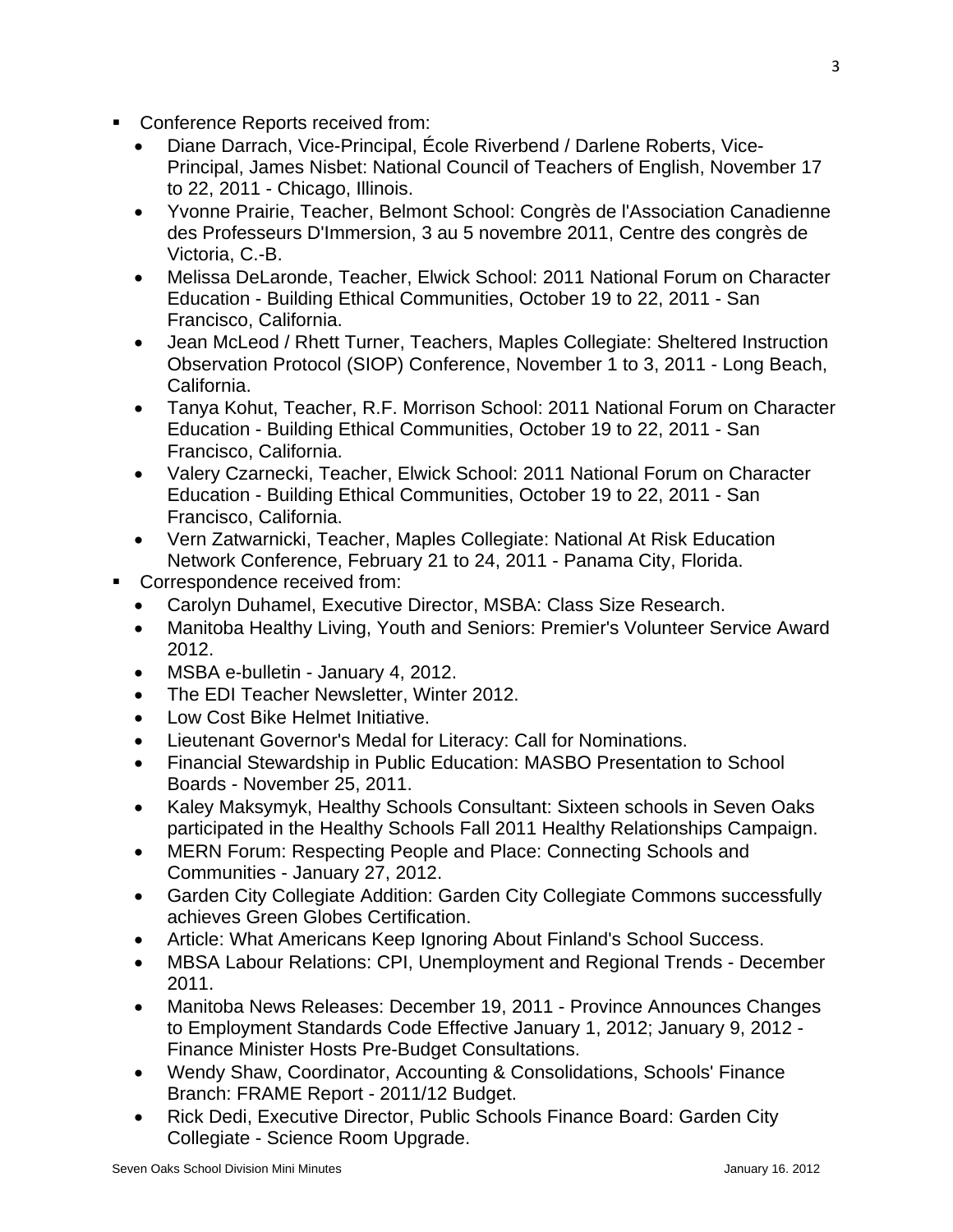- Conference Reports received from:
  - Diane Darrach, Vice-Principal, École Riverbend / Darlene Roberts, Vice-Principal, James Nisbet: National Council of Teachers of English, November 17 to 22, 2011 - Chicago, Illinois.
  - Yvonne Prairie, Teacher, Belmont School: Congrès de l'Association Canadienne des Professeurs D'Immersion, 3 au 5 novembre 2011, Centre des congrès de Victoria, C.-B.
  - Melissa DeLaronde, Teacher, Elwick School: 2011 National Forum on Character Education - Building Ethical Communities, October 19 to 22, 2011 - San Francisco, California.
  - Jean McLeod / Rhett Turner, Teachers, Maples Collegiate: Sheltered Instruction Observation Protocol (SIOP) Conference, November 1 to 3, 2011 - Long Beach, California.
  - Tanya Kohut, Teacher, R.F. Morrison School: 2011 National Forum on Character Education - Building Ethical Communities, October 19 to 22, 2011 - San Francisco, California.
  - Valery Czarnecki, Teacher, Elwick School: 2011 National Forum on Character Education - Building Ethical Communities, October 19 to 22, 2011 - San Francisco, California.
  - Vern Zatwarnicki, Teacher, Maples Collegiate: National At Risk Education Network Conference, February 21 to 24, 2011 - Panama City, Florida.
- Correspondence received from:
  - Carolyn Duhamel, Executive Director, MSBA: Class Size Research.
  - Manitoba Healthy Living, Youth and Seniors: Premier's Volunteer Service Award 2012.
  - MSBA e-bulletin - January 4, 2012.
  - The EDI Teacher Newsletter, Winter 2012.
  - Low Cost Bike Helmet Initiative.
  - Lieutenant Governor's Medal for Literacy: Call for Nominations.
  - Financial Stewardship in Public Education: MASBO Presentation to School Boards - November 25, 2011.
  - Kaley Maksymyk, Healthy Schools Consultant: Sixteen schools in Seven Oaks participated in the Healthy Schools Fall 2011 Healthy Relationships Campaign.
  - MERN Forum: Respecting People and Place: Connecting Schools and Communities - January 27, 2012.
  - Garden City Collegiate Addition: Garden City Collegiate Commons successfully achieves Green Globes Certification.
  - Article: What Americans Keep Ignoring About Finland's School Success.
  - MBSA Labour Relations: CPI, Unemployment and Regional Trends - December 2011.
  - Manitoba News Releases: December 19, 2011 - Province Announces Changes to Employment Standards Code Effective January 1, 2012; January 9, 2012 - Finance Minister Hosts Pre-Budget Consultations.
  - Wendy Shaw, Coordinator, Accounting & Consolidations, Schools' Finance Branch: FRAME Report - 2011/12 Budget.
  - Rick Dedi, Executive Director, Public Schools Finance Board: Garden City Collegiate - Science Room Upgrade.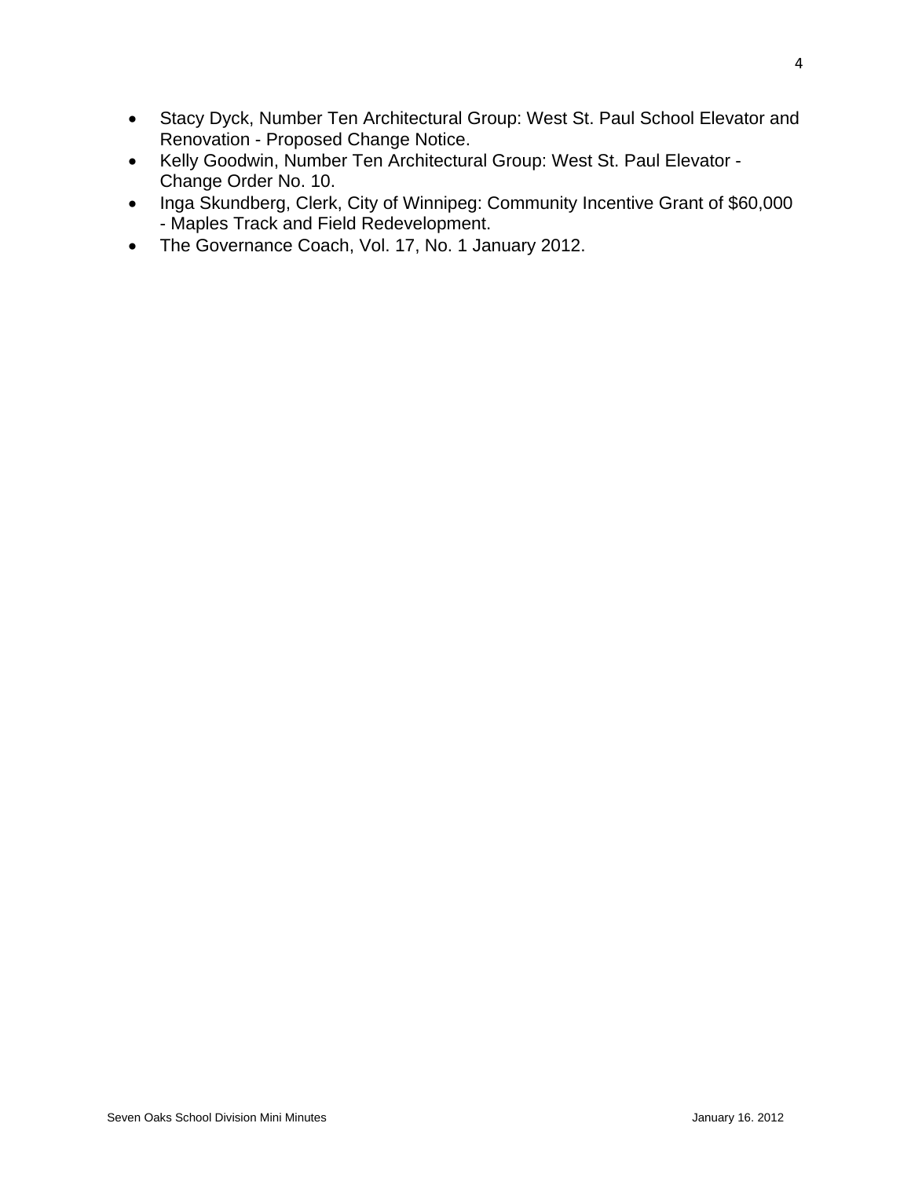- Stacy Dyck, Number Ten Architectural Group: West St. Paul School Elevator and Renovation - Proposed Change Notice.
- Kelly Goodwin, Number Ten Architectural Group: West St. Paul Elevator - Change Order No. 10.
- Inga Skundberg, Clerk, City of Winnipeg: Community Incentive Grant of $60,000 - Maples Track and Field Redevelopment.
- The Governance Coach, Vol. 17, No. 1 January 2012.